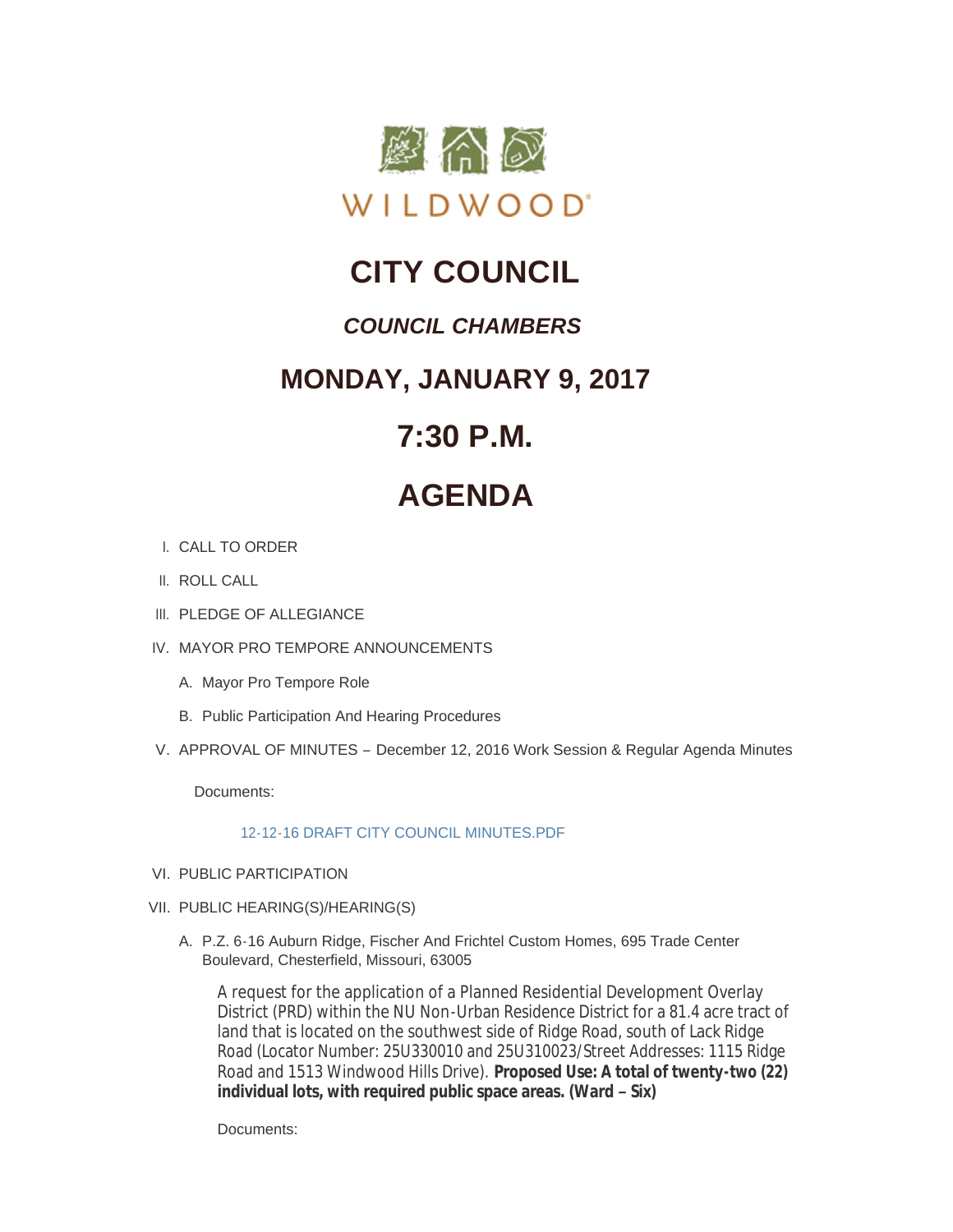WILDWOOD

# CITY COUNCIL

## *COUNCIL CHAMBERS*

## MONDAY, JANUARY 9, 2017

# 7:30 P.M.

# AGENDA

I. CALL TO ORDER

II. ROLL CALL

III. PLEDGE OF ALLEGIANCE

IV. MAYOR PRO TEMPORE ANNOUNCEMENTS

   A. Mayor Pro Tempore Role

   B. Public Participation And Hearing Procedures

V. APPROVAL OF MINUTES – December 12, 2016 Work Session & Regular Agenda Minutes

   Documents:

   12-12-16 DRAFT CITY COUNCIL MINUTES.PDF

VI. PUBLIC PARTICIPATION

VII. PUBLIC HEARING(S)/HEARING(S)

   A. P.Z. 6-16 Auburn Ridge, Fischer And Frichtel Custom Homes, 695 Trade Center Boulevard, Chesterfield, Missouri, 63005

   A request for the application of a Planned Residential Development Overlay District (PRD) within the NU Non-Urban Residence District for a 81.4 acre tract of land that is located on the southwest side of Ridge Road, south of Lack Ridge Road (Locator Number: 25U330010 and 25U310023/Street Addresses: 1115 Ridge Road and 1513 Windwood Hills Drive). **Proposed Use: A total of twenty-two (22) individual lots, with required public space areas. (Ward – Six)**

   Documents: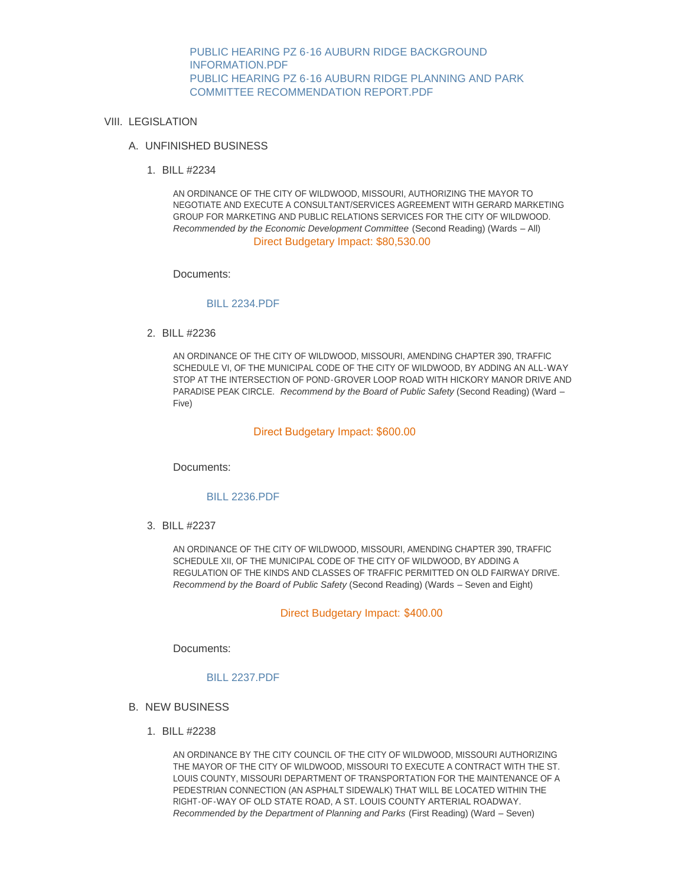PUBLIC HEARING PZ 6-16 AUBURN RIDGE BACKGROUND INFORMATION.PDF
PUBLIC HEARING PZ 6-16 AUBURN RIDGE PLANNING AND PARK COMMITTEE RECOMMENDATION REPORT.PDF

VIII. LEGISLATION

A. UNFINISHED BUSINESS

1. BILL #2234

AN ORDINANCE OF THE CITY OF WILDWOOD, MISSOURI, AUTHORIZING THE MAYOR TO NEGOTIATE AND EXECUTE A CONSULTANT/SERVICES AGREEMENT WITH GERARD MARKETING GROUP FOR MARKETING AND PUBLIC RELATIONS SERVICES FOR THE CITY OF WILDWOOD. *Recommended by the Economic Development Committee* (Second Reading) (Wards – All)

Direct Budgetary Impact: $80,530.00

Documents:

BILL 2234.PDF

2. BILL #2236

AN ORDINANCE OF THE CITY OF WILDWOOD, MISSOURI, AMENDING CHAPTER 390, TRAFFIC SCHEDULE VI, OF THE MUNICIPAL CODE OF THE CITY OF WILDWOOD, BY ADDING AN ALL-WAY STOP AT THE INTERSECTION OF POND-GROVER LOOP ROAD WITH HICKORY MANOR DRIVE AND PARADISE PEAK CIRCLE. *Recommend by the Board of Public Safety* (Second Reading) (Ward – Five)

Direct Budgetary Impact: $600.00

Documents:

BILL 2236.PDF

3. BILL #2237

AN ORDINANCE OF THE CITY OF WILDWOOD, MISSOURI, AMENDING CHAPTER 390, TRAFFIC SCHEDULE XII, OF THE MUNICIPAL CODE OF THE CITY OF WILDWOOD, BY ADDING A REGULATION OF THE KINDS AND CLASSES OF TRAFFIC PERMITTED ON OLD FAIRWAY DRIVE. *Recommend by the Board of Public Safety* (Second Reading) (Wards – Seven and Eight)

Direct Budgetary Impact: $400.00

Documents:

BILL 2237.PDF

B. NEW BUSINESS

1. BILL #2238

AN ORDINANCE BY THE CITY COUNCIL OF THE CITY OF WILDWOOD, MISSOURI AUTHORIZING THE MAYOR OF THE CITY OF WILDWOOD, MISSOURI TO EXECUTE A CONTRACT WITH THE ST. LOUIS COUNTY, MISSOURI DEPARTMENT OF TRANSPORTATION FOR THE MAINTENANCE OF A PEDESTRIAN CONNECTION (AN ASPHALT SIDEWALK) THAT WILL BE LOCATED WITHIN THE RIGHT-OF-WAY OF OLD STATE ROAD, A ST. LOUIS COUNTY ARTERIAL ROADWAY. *Recommended by the Department of Planning and Parks* (First Reading) (Ward – Seven)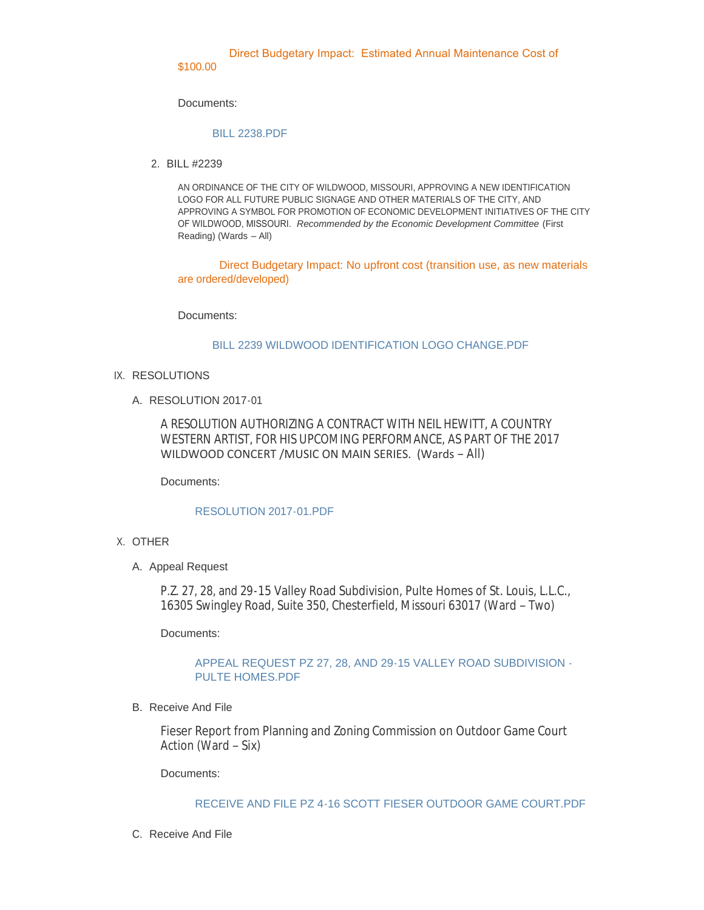Direct Budgetary Impact: Estimated Annual Maintenance Cost of $100.00

Documents:

BILL 2238.PDF

2. BILL #2239

AN ORDINANCE OF THE CITY OF WILDWOOD, MISSOURI, APPROVING A NEW IDENTIFICATION LOGO FOR ALL FUTURE PUBLIC SIGNAGE AND OTHER MATERIALS OF THE CITY, AND APPROVING A SYMBOL FOR PROMOTION OF ECONOMIC DEVELOPMENT INITIATIVES OF THE CITY OF WILDWOOD, MISSOURI. *Recommended by the Economic Development Committee* (First Reading) (Wards – All)

Direct Budgetary Impact: No upfront cost (transition use, as new materials are ordered/developed)

Documents:

BILL 2239 WILDWOOD IDENTIFICATION LOGO CHANGE.PDF

IX. RESOLUTIONS

A. RESOLUTION 2017-01

A RESOLUTION AUTHORIZING A CONTRACT WITH NEIL HEWITT, A COUNTRY WESTERN ARTIST, FOR HIS UPCOMING PERFORMANCE, AS PART OF THE 2017 WILDWOOD CONCERT /MUSIC ON MAIN SERIES. (Wards – All)

Documents:

RESOLUTION 2017-01.PDF

X. OTHER

A. Appeal Request

P.Z. 27, 28, and 29-15 Valley Road Subdivision, Pulte Homes of St. Louis, L.L.C., 16305 Swingley Road, Suite 350, Chesterfield, Missouri 63017 (Ward – Two)

Documents:

APPEAL REQUEST PZ 27, 28, AND 29-15 VALLEY ROAD SUBDIVISION - PULTE HOMES.PDF

B. Receive And File

Fieser Report from Planning and Zoning Commission on Outdoor Game Court Action (Ward – Six)

Documents:

RECEIVE AND FILE PZ 4-16 SCOTT FIESER OUTDOOR GAME COURT.PDF

C. Receive And File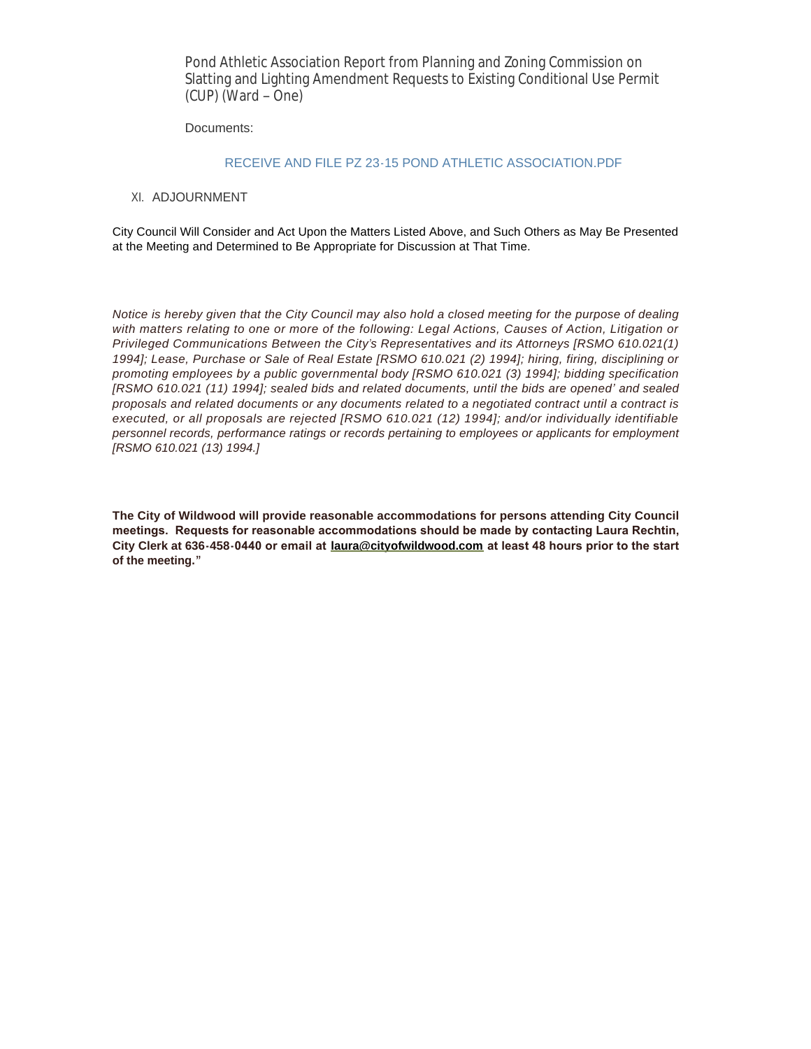Pond Athletic Association Report from Planning and Zoning Commission on Slatting and Lighting Amendment Requests to Existing Conditional Use Permit (CUP) (Ward – One)

Documents:

RECEIVE AND FILE PZ 23-15 POND ATHLETIC ASSOCIATION.PDF

XI. ADJOURNMENT

City Council Will Consider and Act Upon the Matters Listed Above, and Such Others as May Be Presented at the Meeting and Determined to Be Appropriate for Discussion at That Time.

*Notice is hereby given that the City Council may also hold a closed meeting for the purpose of dealing with matters relating to one or more of the following: Legal Actions, Causes of Action, Litigation or Privileged Communications Between the City's Representatives and its Attorneys [RSMO 610.021(1) 1994]; Lease, Purchase or Sale of Real Estate [RSMO 610.021 (2) 1994]; hiring, firing, disciplining or promoting employees by a public governmental body [RSMO 610.021 (3) 1994]; bidding specification [RSMO 610.021 (11) 1994]; sealed bids and related documents, until the bids are opened' and sealed proposals and related documents or any documents related to a negotiated contract until a contract is executed, or all proposals are rejected [RSMO 610.021 (12) 1994]; and/or individually identifiable personnel records, performance ratings or records pertaining to employees or applicants for employment [RSMO 610.021 (13) 1994.]*

**The City of Wildwood will provide reasonable accommodations for persons attending City Council meetings. Requests for reasonable accommodations should be made by contacting Laura Rechtin, City Clerk at 636-458-0440 or email at laura@cityofwildwood.com at least 48 hours prior to the start of the meeting."**